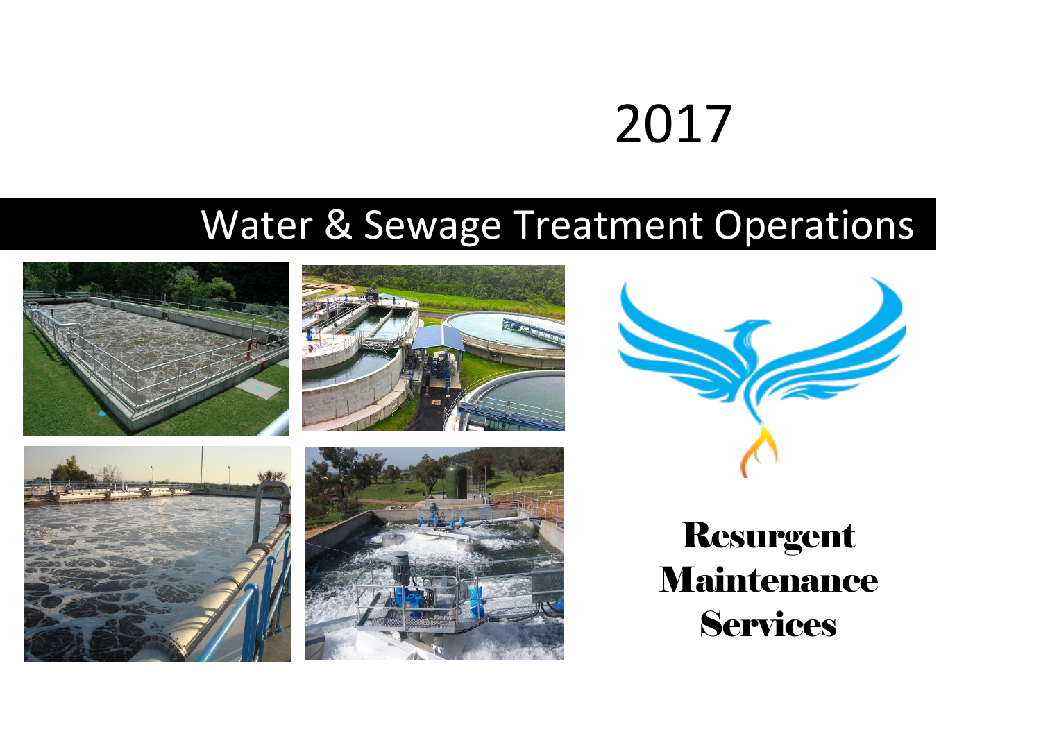2017

# Water & Sewage Treatment Operations

**Resurgent Maintenance Services**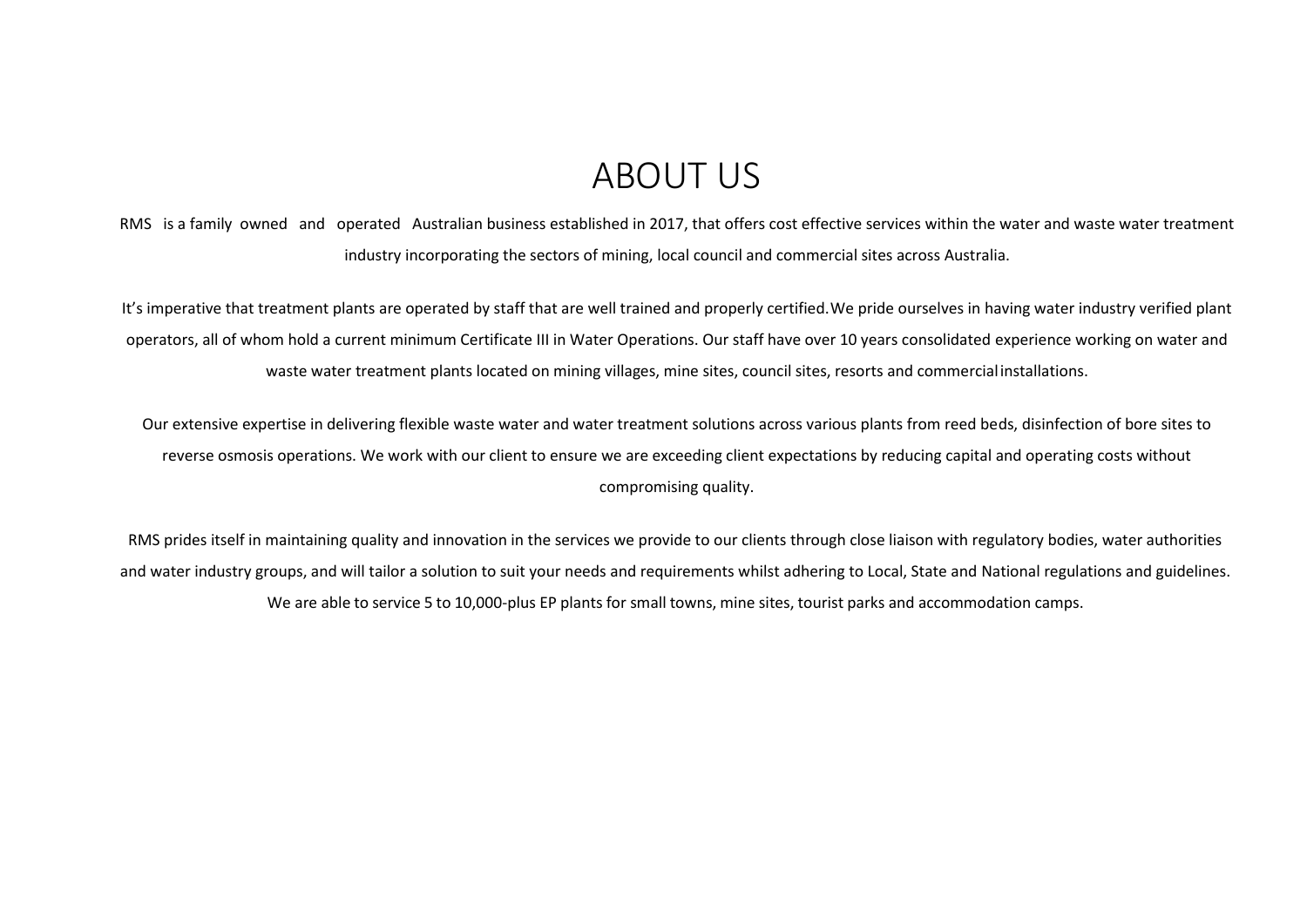# ABOUT US

RMS is a family owned and operated Australian business established in 2017, that offers cost effective services within the water and waste water treatment industry incorporating the sectors of mining, local council and commercial sites across Australia.

It's imperative that treatment plants are operated by staff that are well trained and properly certified. We pride ourselves in having water industry verified plant operators, all of whom hold a current minimum Certificate III in Water Operations. Our staff have over 10 years consolidated experience working on water and waste water treatment plants located on mining villages, mine sites, council sites, resorts and commercial installations.

Our extensive expertise in delivering flexible waste water and water treatment solutions across various plants from reed beds, disinfection of bore sites to reverse osmosis operations. We work with our client to ensure we are exceeding client expectations by reducing capital and operating costs without compromising quality.

RMS prides itself in maintaining quality and innovation in the services we provide to our clients through close liaison with regulatory bodies, water authorities and water industry groups, and will tailor a solution to suit your needs and requirements whilst adhering to Local, State and National regulations and guidelines. We are able to service 5 to 10,000-plus EP plants for small towns, mine sites, tourist parks and accommodation camps.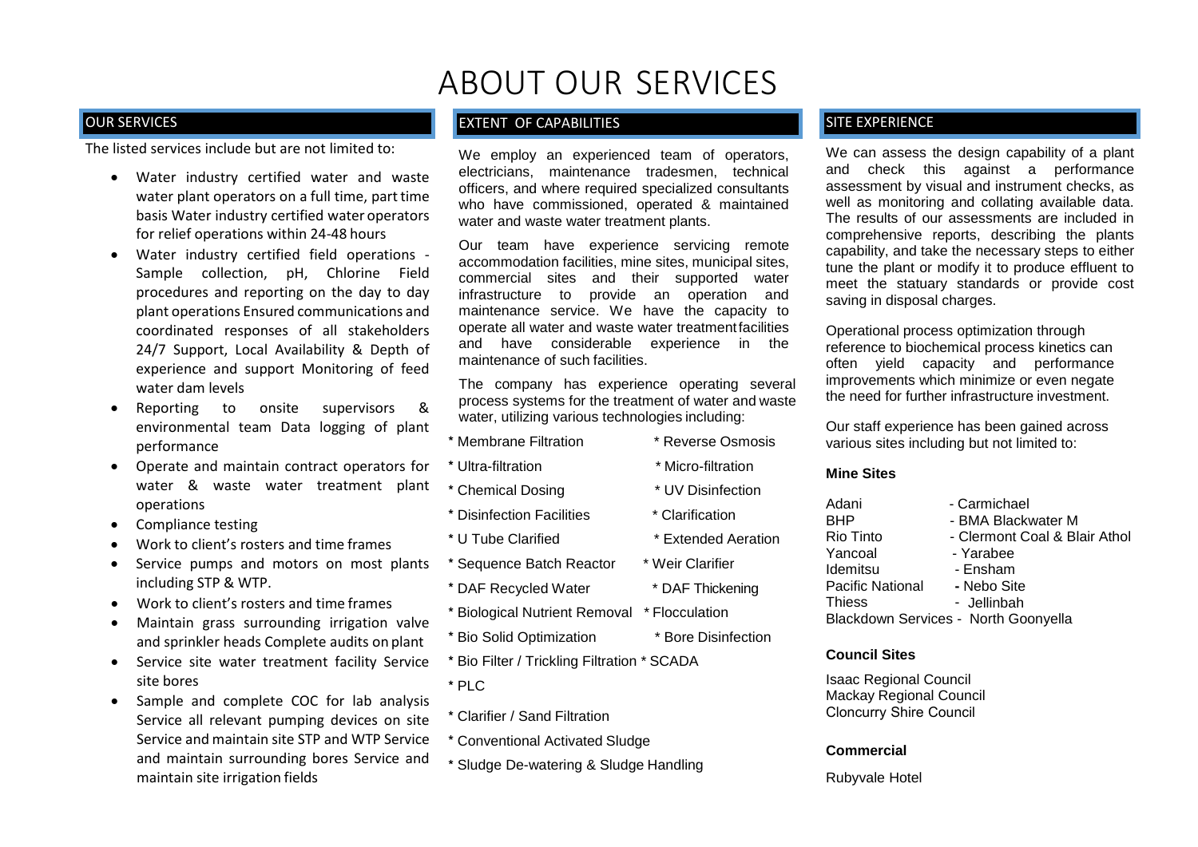# ABOUT OUR SERVICES

## OUR SERVICES

The listed services include but are not limited to:

- Water industry certified water and waste water plant operators on a full time, part time basis Water industry certified water operators for relief operations within 24-48 hours
- Water industry certified field operations - Sample collection, pH, Chlorine Field procedures and reporting on the day to day plant operations Ensured communications and coordinated responses of all stakeholders 24/7 Support, Local Availability & Depth of experience and support Monitoring of feed water dam levels
- Reporting to onsite supervisors & environmental team Data logging of plant performance
- Operate and maintain contract operators for water & waste water treatment plant operations
- Compliance testing
- Work to client's rosters and time frames
- Service pumps and motors on most plants including STP & WTP.
- Work to client's rosters and time frames
- Maintain grass surrounding irrigation valve and sprinkler heads Complete audits on plant
- Service site water treatment facility Service site bores
- Sample and complete COC for lab analysis Service all relevant pumping devices on site Service and maintain site STP and WTP Service and maintain surrounding bores Service and maintain site irrigation fields

## EXTENT OF CAPABILITIES

We employ an experienced team of operators, electricians, maintenance tradesmen, technical officers, and where required specialized consultants who have commissioned, operated & maintained water and waste water treatment plants.

Our team have experience servicing remote accommodation facilities, mine sites, municipal sites, commercial sites and their supported water infrastructure to provide an operation and maintenance service. We have the capacity to operate all water and waste water treatment facilities and have considerable experience in the maintenance of such facilities.

The company has experience operating several process systems for the treatment of water and waste water, utilizing various technologies including:

* Membrane Filtration
* Reverse Osmosis
* Ultra-filtration
* Micro-filtration
* Chemical Dosing
* UV Disinfection
* Disinfection Facilities
* Clarification
* U Tube Clarified
* Extended Aeration
* Sequence Batch Reactor
* Weir Clarifier
* DAF Recycled Water
* DAF Thickening
* Biological Nutrient Removal
* Flocculation
* Bio Solid Optimization
* Bore Disinfection
* Bio Filter / Trickling Filtration
* SCADA
* PLC
* Clarifier / Sand Filtration
* Conventional Activated Sludge
* Sludge De-watering & Sludge Handling

## SITE EXPERIENCE

We can assess the design capability of a plant and check this against a performance assessment by visual and instrument checks, as well as monitoring and collating available data. The results of our assessments are included in comprehensive reports, describing the plants capability, and take the necessary steps to either tune the plant or modify it to produce effluent to meet the statuary standards or provide cost saving in disposal charges.

Operational process optimization through reference to biochemical process kinetics can often yield capacity and performance improvements which minimize or even negate the need for further infrastructure investment.

Our staff experience has been gained across various sites including but not limited to:

**Mine Sites**

Adani - Carmichael
BHP - BMA Blackwater M
Rio Tinto - Clermont Coal & Blair Athol
Yancoal - Yarabee
Idemitsu - Ensham
Pacific National - Nebo Site
Thiess - Jellinbah
Blackdown Services - North Goonyella

**Council Sites**

Isaac Regional Council
Mackay Regional Council
Cloncurry Shire Council

**Commercial**

Rubyvale Hotel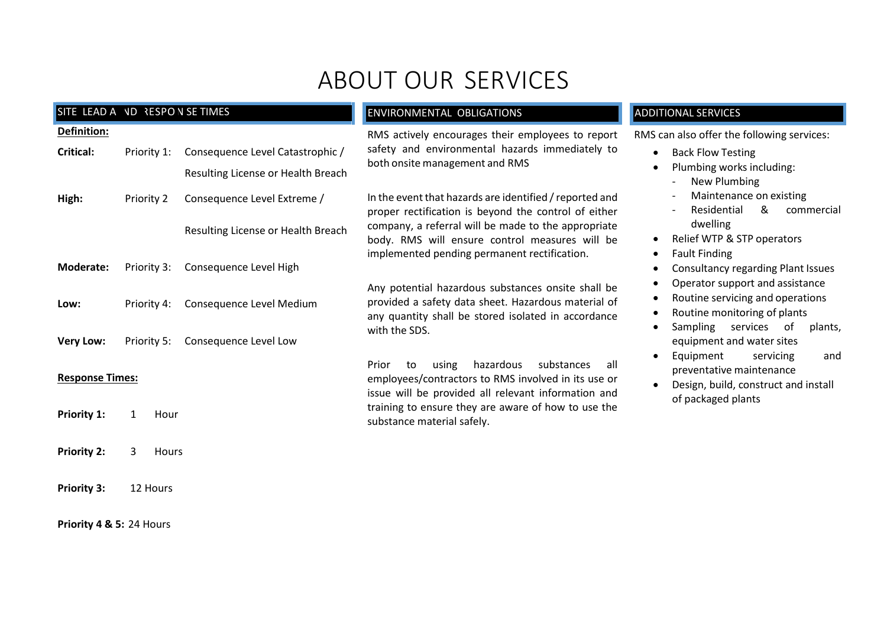# ABOUT OUR SERVICES

## SITE LEAD AND RESPONSE TIMES

**Definition:**

| | | |
|---|---|---|
| **Critical:** | Priority 1: | Consequence Level Catastrophic / Resulting License or Health Breach |
| **High:** | Priority 2 | Consequence Level Extreme / Resulting License or Health Breach |
| **Moderate:** | Priority 3: | Consequence Level High |
| **Low:** | Priority 4: | Consequence Level Medium |
| **Very Low:** | Priority 5: | Consequence Level Low |

**Response Times:**

**Priority 1:** 1 Hour

**Priority 2:** 3 Hours

**Priority 3:** 12 Hours

**Priority 4 & 5:** 24 Hours

## ENVIRONMENTAL OBLIGATIONS

RMS actively encourages their employees to report safety and environmental hazards immediately to both onsite management and RMS

In the event that hazards are identified / reported and proper rectification is beyond the control of either company, a referral will be made to the appropriate body. RMS will ensure control measures will be implemented pending permanent rectification.

Any potential hazardous substances onsite shall be provided a safety data sheet. Hazardous material of any quantity shall be stored isolated in accordance with the SDS.

Prior to using hazardous substances all employees/contractors to RMS involved in its use or issue will be provided all relevant information and training to ensure they are aware of how to use the substance material safely.

## ADDITIONAL SERVICES

RMS can also offer the following services:

- Back Flow Testing
- Plumbing works including:
  - New Plumbing
  - Maintenance on existing
  - Residential & commercial dwelling
- Relief WTP & STP operators
- Fault Finding
- Consultancy regarding Plant Issues
- Operator support and assistance
- Routine servicing and operations
- Routine monitoring of plants
- Sampling services of plants, equipment and water sites
- Equipment servicing and preventative maintenance
- Design, build, construct and install of packaged plants